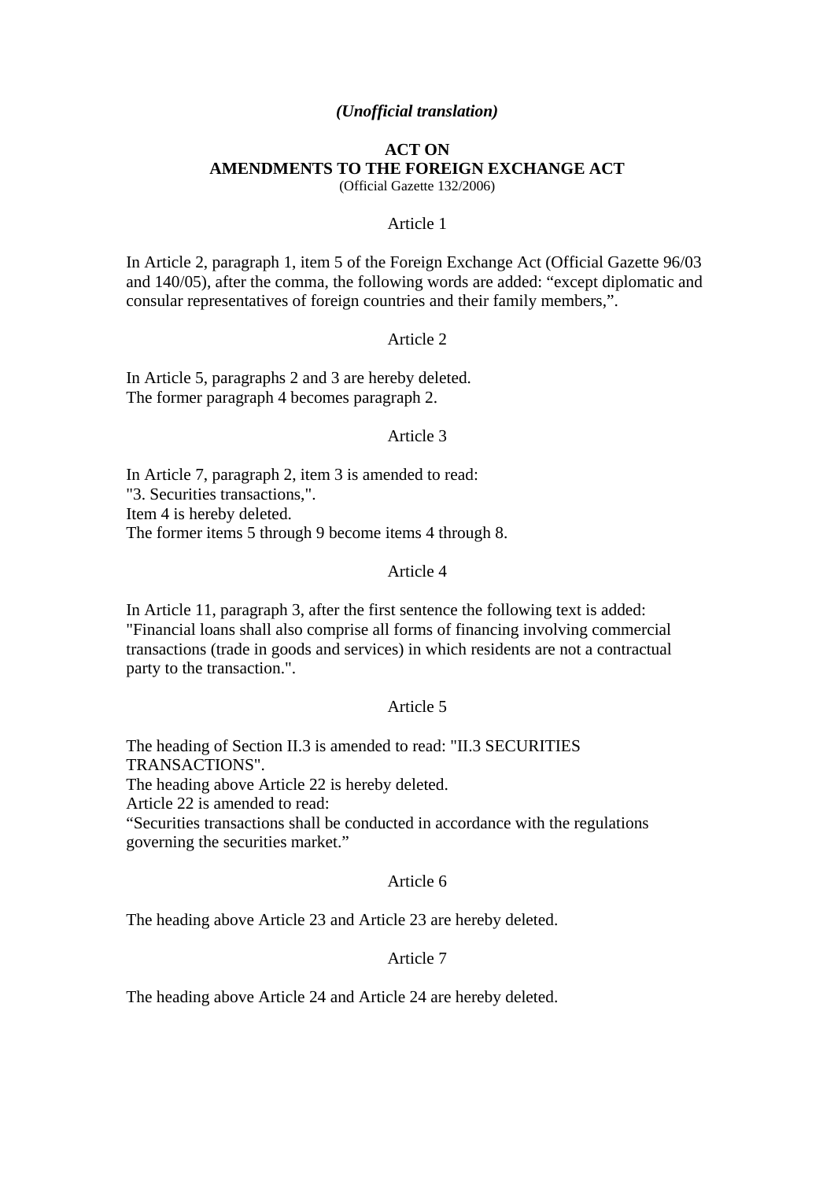*(Unofficial translation)*

# ACT ON AMENDMENTS TO THE FOREIGN EXCHANGE ACT

(Official Gazette 132/2006)

Article 1

In Article 2, paragraph 1, item 5 of the Foreign Exchange Act (Official Gazette 96/03 and 140/05), after the comma, the following words are added: "except diplomatic and consular representatives of foreign countries and their family members,".

Article 2

In Article 5, paragraphs 2 and 3 are hereby deleted.
The former paragraph 4 becomes paragraph 2.

Article 3

In Article 7, paragraph 2, item 3 is amended to read:
"3. Securities transactions,".
Item 4 is hereby deleted.
The former items 5 through 9 become items 4 through 8.

Article 4

In Article 11, paragraph 3, after the first sentence the following text is added: "Financial loans shall also comprise all forms of financing involving commercial transactions (trade in goods and services) in which residents are not a contractual party to the transaction.".

Article 5

The heading of Section II.3 is amended to read: "II.3 SECURITIES TRANSACTIONS".
The heading above Article 22 is hereby deleted.
Article 22 is amended to read:
"Securities transactions shall be conducted in accordance with the regulations governing the securities market."

Article 6

The heading above Article 23 and Article 23 are hereby deleted.

Article 7

The heading above Article 24 and Article 24 are hereby deleted.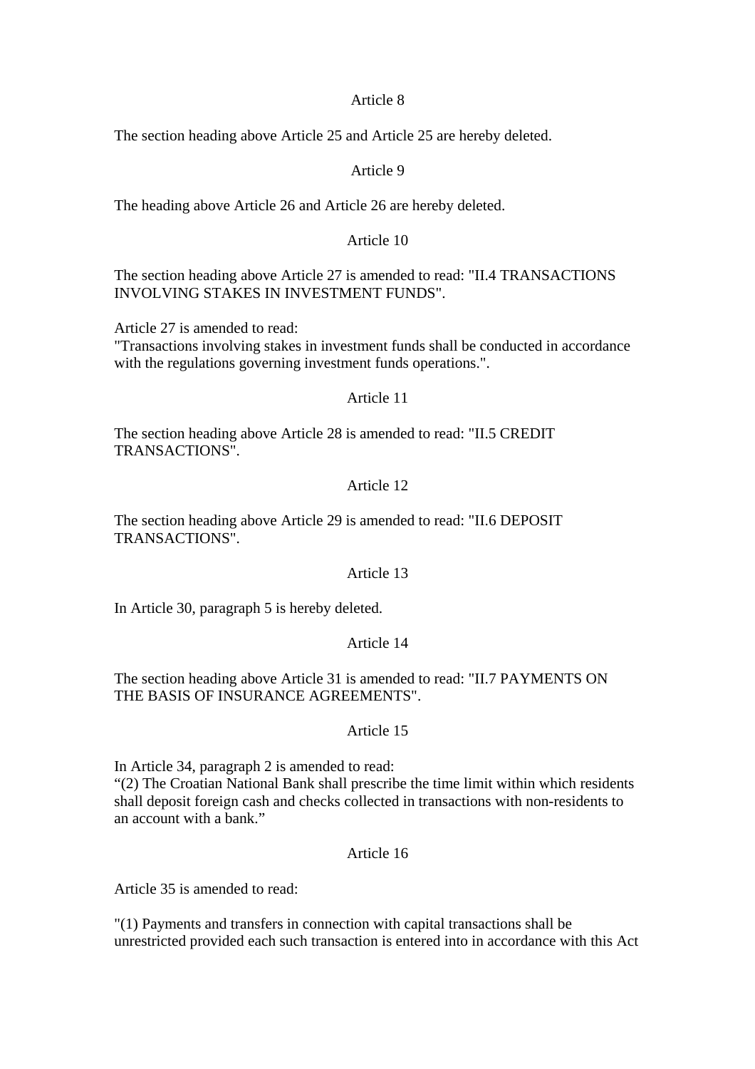Article 8

The section heading above Article 25 and Article 25 are hereby deleted.

Article 9

The heading above Article 26 and Article 26 are hereby deleted.

Article 10

The section heading above Article 27 is amended to read: "II.4 TRANSACTIONS INVOLVING STAKES IN INVESTMENT FUNDS".

Article 27 is amended to read:
"Transactions involving stakes in investment funds shall be conducted in accordance with the regulations governing investment funds operations.".

Article 11

The section heading above Article 28 is amended to read: "II.5 CREDIT TRANSACTIONS".

Article 12

The section heading above Article 29 is amended to read: "II.6 DEPOSIT TRANSACTIONS".

Article 13

In Article 30, paragraph 5 is hereby deleted.

Article 14

The section heading above Article 31 is amended to read: "II.7 PAYMENTS ON THE BASIS OF INSURANCE AGREEMENTS".

Article 15

In Article 34, paragraph 2 is amended to read:
“(2) The Croatian National Bank shall prescribe the time limit within which residents shall deposit foreign cash and checks collected in transactions with non-residents to an account with a bank.”

Article 16

Article 35 is amended to read:

"(1) Payments and transfers in connection with capital transactions shall be unrestricted provided each such transaction is entered into in accordance with this Act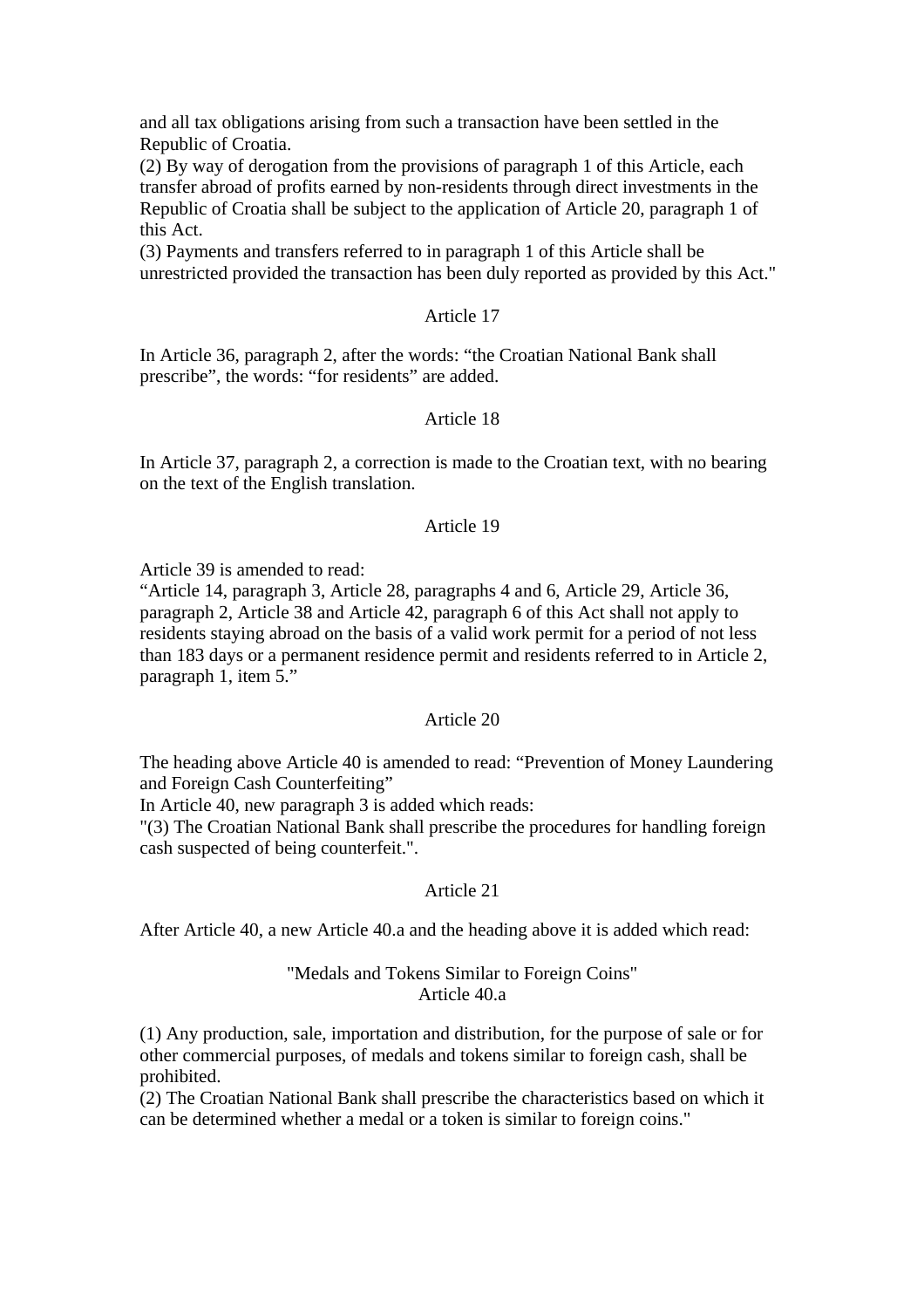and all tax obligations arising from such a transaction have been settled in the Republic of Croatia.
(2) By way of derogation from the provisions of paragraph 1 of this Article, each transfer abroad of profits earned by non-residents through direct investments in the Republic of Croatia shall be subject to the application of Article 20, paragraph 1 of this Act.
(3) Payments and transfers referred to in paragraph 1 of this Article shall be unrestricted provided the transaction has been duly reported as provided by this Act."

Article 17

In Article 36, paragraph 2, after the words: "the Croatian National Bank shall prescribe", the words: "for residents" are added.

Article 18

In Article 37, paragraph 2, a correction is made to the Croatian text, with no bearing on the text of the English translation.

Article 19

Article 39 is amended to read:
"Article 14, paragraph 3, Article 28, paragraphs 4 and 6, Article 29, Article 36, paragraph 2, Article 38 and Article 42, paragraph 6 of this Act shall not apply to residents staying abroad on the basis of a valid work permit for a period of not less than 183 days or a permanent residence permit and residents referred to in Article 2, paragraph 1, item 5."

Article 20

The heading above Article 40 is amended to read: "Prevention of Money Laundering and Foreign Cash Counterfeiting"
In Article 40, new paragraph 3 is added which reads:
"(3) The Croatian National Bank shall prescribe the procedures for handling foreign cash suspected of being counterfeit.".

Article 21

After Article 40, a new Article 40.a and the heading above it is added which read:

"Medals and Tokens Similar to Foreign Coins"
Article 40.a

(1) Any production, sale, importation and distribution, for the purpose of sale or for other commercial purposes, of medals and tokens similar to foreign cash, shall be prohibited.
(2) The Croatian National Bank shall prescribe the characteristics based on which it can be determined whether a medal or a token is similar to foreign coins."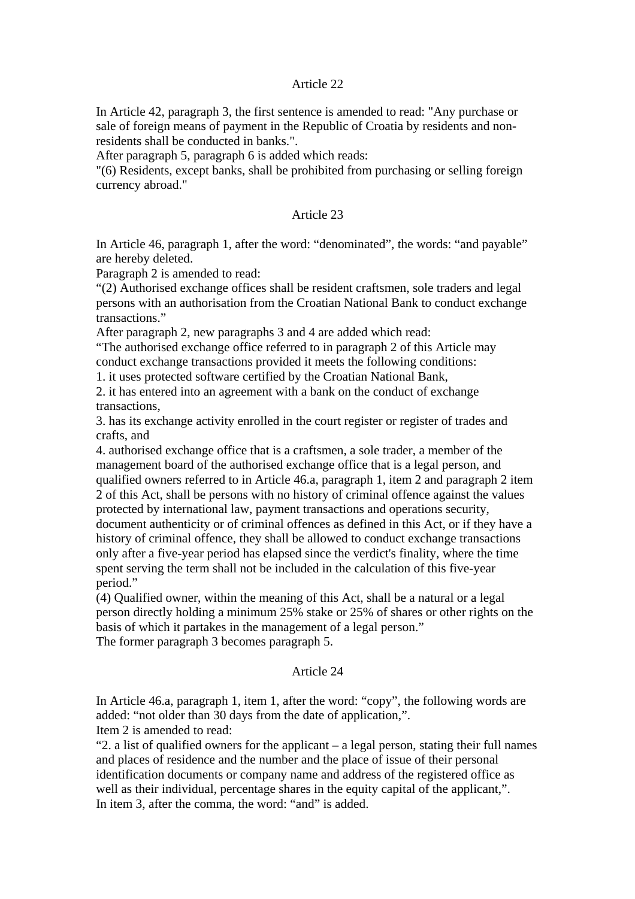Article 22

In Article 42, paragraph 3, the first sentence is amended to read: "Any purchase or sale of foreign means of payment in the Republic of Croatia by residents and non-residents shall be conducted in banks.".

After paragraph 5, paragraph 6 is added which reads:

"(6) Residents, except banks, shall be prohibited from purchasing or selling foreign currency abroad."

Article 23

In Article 46, paragraph 1, after the word: "denominated", the words: "and payable" are hereby deleted.

Paragraph 2 is amended to read:

"(2) Authorised exchange offices shall be resident craftsmen, sole traders and legal persons with an authorisation from the Croatian National Bank to conduct exchange transactions."

After paragraph 2, new paragraphs 3 and 4 are added which read:

"The authorised exchange office referred to in paragraph 2 of this Article may conduct exchange transactions provided it meets the following conditions:

1. it uses protected software certified by the Croatian National Bank,
2. it has entered into an agreement with a bank on the conduct of exchange transactions,
3. has its exchange activity enrolled in the court register or register of trades and crafts, and
4. authorised exchange office that is a craftsmen, a sole trader, a member of the management board of the authorised exchange office that is a legal person, and qualified owners referred to in Article 46.a, paragraph 1, item 2 and paragraph 2 item 2 of this Act, shall be persons with no history of criminal offence against the values protected by international law, payment transactions and operations security, document authenticity or of criminal offences as defined in this Act, or if they have a history of criminal offence, they shall be allowed to conduct exchange transactions only after a five-year period has elapsed since the verdict's finality, where the time spent serving the term shall not be included in the calculation of this five-year period."

(4) Qualified owner, within the meaning of this Act, shall be a natural or a legal person directly holding a minimum 25% stake or 25% of shares or other rights on the basis of which it partakes in the management of a legal person."

The former paragraph 3 becomes paragraph 5.

Article 24

In Article 46.a, paragraph 1, item 1, after the word: "copy", the following words are added: "not older than 30 days from the date of application,".

Item 2 is amended to read:

"2. a list of qualified owners for the applicant – a legal person, stating their full names and places of residence and the number and the place of issue of their personal identification documents or company name and address of the registered office as well as their individual, percentage shares in the equity capital of the applicant,".

In item 3, after the comma, the word: "and" is added.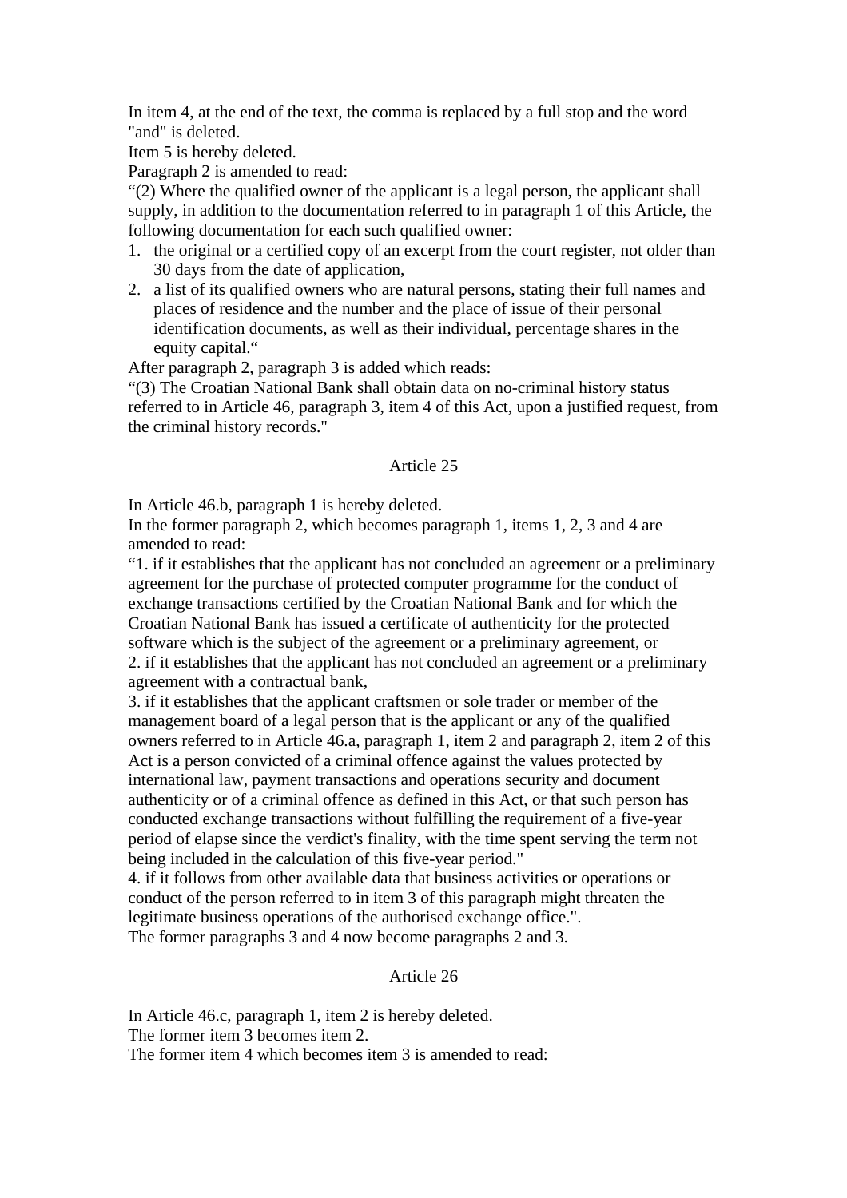In item 4, at the end of the text, the comma is replaced by a full stop and the word "and" is deleted.
Item 5 is hereby deleted.
Paragraph 2 is amended to read:
“(2) Where the qualified owner of the applicant is a legal person, the applicant shall supply, in addition to the documentation referred to in paragraph 1 of this Article, the following documentation for each such qualified owner:

1. the original or a certified copy of an excerpt from the court register, not older than 30 days from the date of application,
2. a list of its qualified owners who are natural persons, stating their full names and places of residence and the number and the place of issue of their personal identification documents, as well as their individual, percentage shares in the equity capital.“

After paragraph 2, paragraph 3 is added which reads:
“(3) The Croatian National Bank shall obtain data on no-criminal history status referred to in Article 46, paragraph 3, item 4 of this Act, upon a justified request, from the criminal history records."

## Article 25

In Article 46.b, paragraph 1 is hereby deleted.
In the former paragraph 2, which becomes paragraph 1, items 1, 2, 3 and 4 are amended to read:
“1. if it establishes that the applicant has not concluded an agreement or a preliminary agreement for the purchase of protected computer programme for the conduct of exchange transactions certified by the Croatian National Bank and for which the Croatian National Bank has issued a certificate of authenticity for the protected software which is the subject of the agreement or a preliminary agreement, or
2. if it establishes that the applicant has not concluded an agreement or a preliminary agreement with a contractual bank,
3. if it establishes that the applicant craftsmen or sole trader or member of the management board of a legal person that is the applicant or any of the qualified owners referred to in Article 46.a, paragraph 1, item 2 and paragraph 2, item 2 of this Act is a person convicted of a criminal offence against the values protected by international law, payment transactions and operations security and document authenticity or of a criminal offence as defined in this Act, or that such person has conducted exchange transactions without fulfilling the requirement of a five-year period of elapse since the verdict's finality, with the time spent serving the term not being included in the calculation of this five-year period."
4. if it follows from other available data that business activities or operations or conduct of the person referred to in item 3 of this paragraph might threaten the legitimate business operations of the authorised exchange office.".
The former paragraphs 3 and 4 now become paragraphs 2 and 3.

## Article 26

In Article 46.c, paragraph 1, item 2 is hereby deleted.
The former item 3 becomes item 2.
The former item 4 which becomes item 3 is amended to read: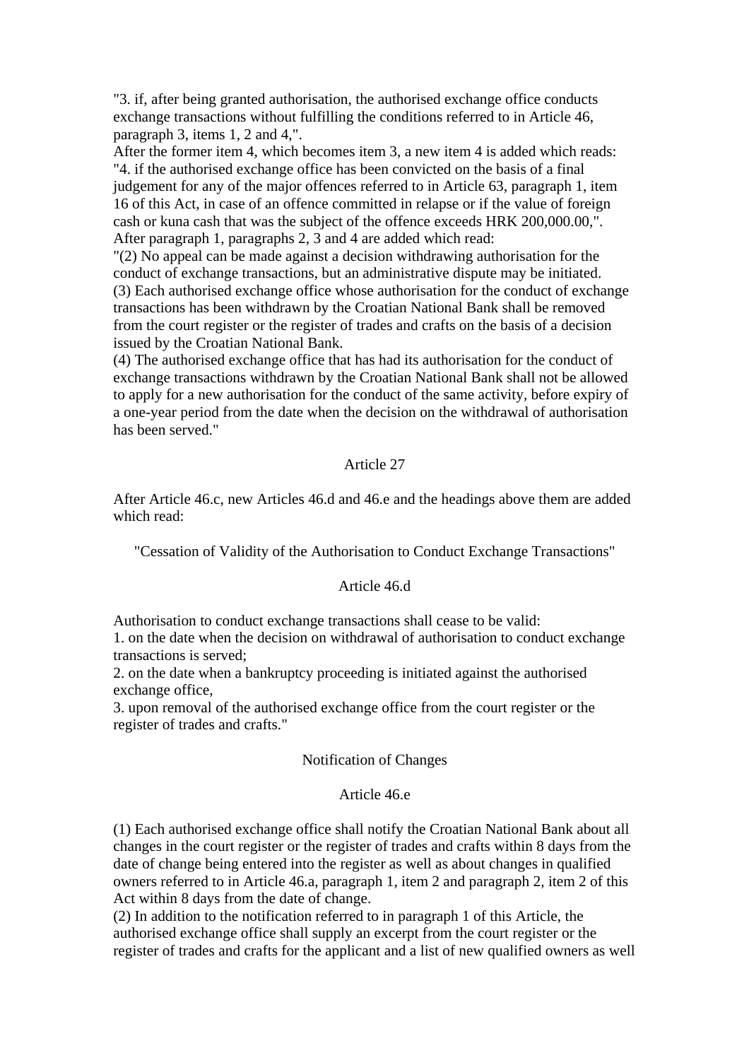"3. if, after being granted authorisation, the authorised exchange office conducts exchange transactions without fulfilling the conditions referred to in Article 46, paragraph 3, items 1, 2 and 4,".
After the former item 4, which becomes item 3, a new item 4 is added which reads:
"4. if the authorised exchange office has been convicted on the basis of a final judgement for any of the major offences referred to in Article 63, paragraph 1, item 16 of this Act, in case of an offence committed in relapse or if the value of foreign cash or kuna cash that was the subject of the offence exceeds HRK 200,000.00,".
After paragraph 1, paragraphs 2, 3 and 4 are added which read:
"(2) No appeal can be made against a decision withdrawing authorisation for the conduct of exchange transactions, but an administrative dispute may be initiated.
(3) Each authorised exchange office whose authorisation for the conduct of exchange transactions has been withdrawn by the Croatian National Bank shall be removed from the court register or the register of trades and crafts on the basis of a decision issued by the Croatian National Bank.
(4) The authorised exchange office that has had its authorisation for the conduct of exchange transactions withdrawn by the Croatian National Bank shall not be allowed to apply for a new authorisation for the conduct of the same activity, before expiry of a one-year period from the date when the decision on the withdrawal of authorisation has been served."

Article 27

After Article 46.c, new Articles 46.d and 46.e and the headings above them are added which read:

"Cessation of Validity of the Authorisation to Conduct Exchange Transactions"

Article 46.d

Authorisation to conduct exchange transactions shall cease to be valid:
1. on the date when the decision on withdrawal of authorisation to conduct exchange transactions is served;
2. on the date when a bankruptcy proceeding is initiated against the authorised exchange office,
3. upon removal of the authorised exchange office from the court register or the register of trades and crafts."

Notification of Changes

Article 46.e

(1) Each authorised exchange office shall notify the Croatian National Bank about all changes in the court register or the register of trades and crafts within 8 days from the date of change being entered into the register as well as about changes in qualified owners referred to in Article 46.a, paragraph 1, item 2 and paragraph 2, item 2 of this Act within 8 days from the date of change.
(2) In addition to the notification referred to in paragraph 1 of this Article, the authorised exchange office shall supply an excerpt from the court register or the register of trades and crafts for the applicant and a list of new qualified owners as well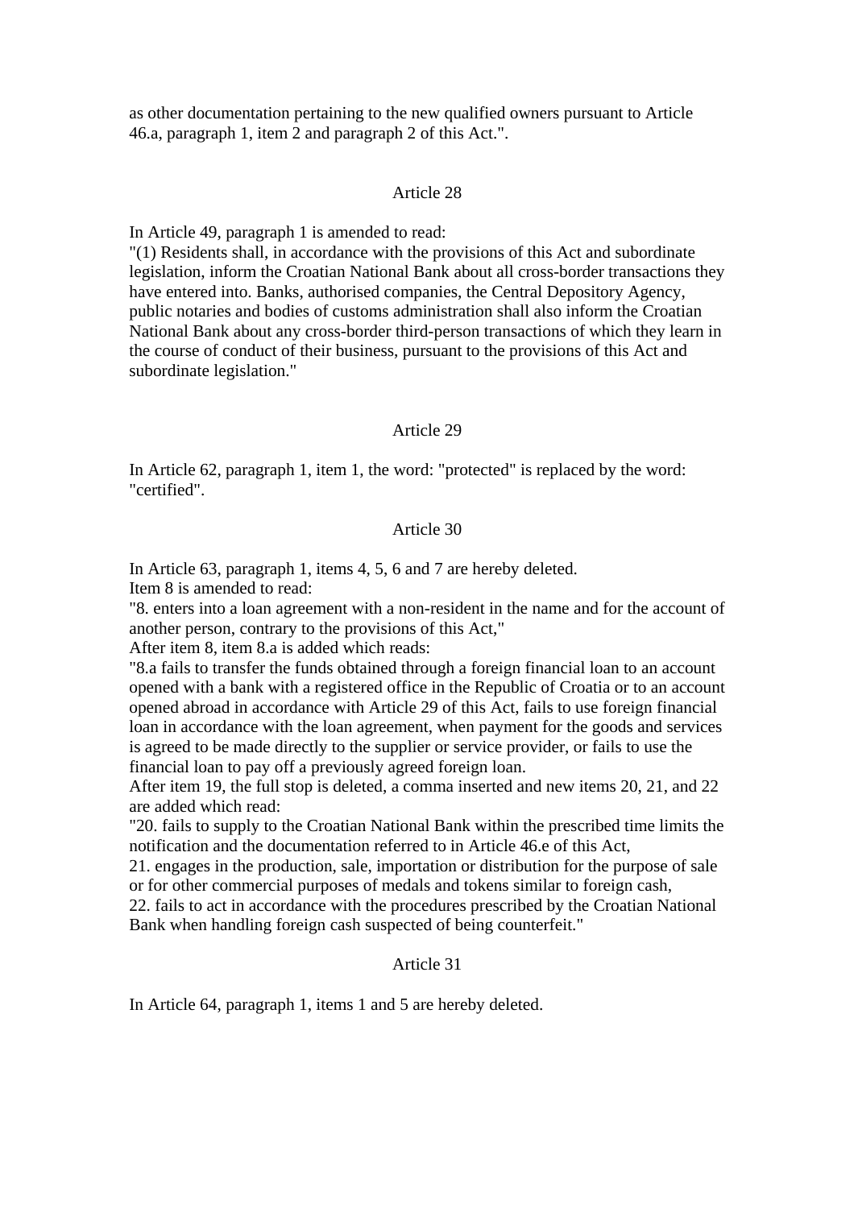as other documentation pertaining to the new qualified owners pursuant to Article 46.a, paragraph 1, item 2 and paragraph 2 of this Act.".

## Article 28

In Article 49, paragraph 1 is amended to read:
"(1) Residents shall, in accordance with the provisions of this Act and subordinate legislation, inform the Croatian National Bank about all cross-border transactions they have entered into. Banks, authorised companies, the Central Depository Agency, public notaries and bodies of customs administration shall also inform the Croatian National Bank about any cross-border third-person transactions of which they learn in the course of conduct of their business, pursuant to the provisions of this Act and subordinate legislation."

## Article 29

In Article 62, paragraph 1, item 1, the word: "protected" is replaced by the word: "certified".

## Article 30

In Article 63, paragraph 1, items 4, 5, 6 and 7 are hereby deleted.
Item 8 is amended to read:
"8. enters into a loan agreement with a non-resident in the name and for the account of another person, contrary to the provisions of this Act,"
After item 8, item 8.a is added which reads:
"8.a fails to transfer the funds obtained through a foreign financial loan to an account opened with a bank with a registered office in the Republic of Croatia or to an account opened abroad in accordance with Article 29 of this Act, fails to use foreign financial loan in accordance with the loan agreement, when payment for the goods and services is agreed to be made directly to the supplier or service provider, or fails to use the financial loan to pay off a previously agreed foreign loan.
After item 19, the full stop is deleted, a comma inserted and new items 20, 21, and 22 are added which read:
"20. fails to supply to the Croatian National Bank within the prescribed time limits the notification and the documentation referred to in Article 46.e of this Act,
21. engages in the production, sale, importation or distribution for the purpose of sale or for other commercial purposes of medals and tokens similar to foreign cash,
22. fails to act in accordance with the procedures prescribed by the Croatian National Bank when handling foreign cash suspected of being counterfeit."

## Article 31

In Article 64, paragraph 1, items 1 and 5 are hereby deleted.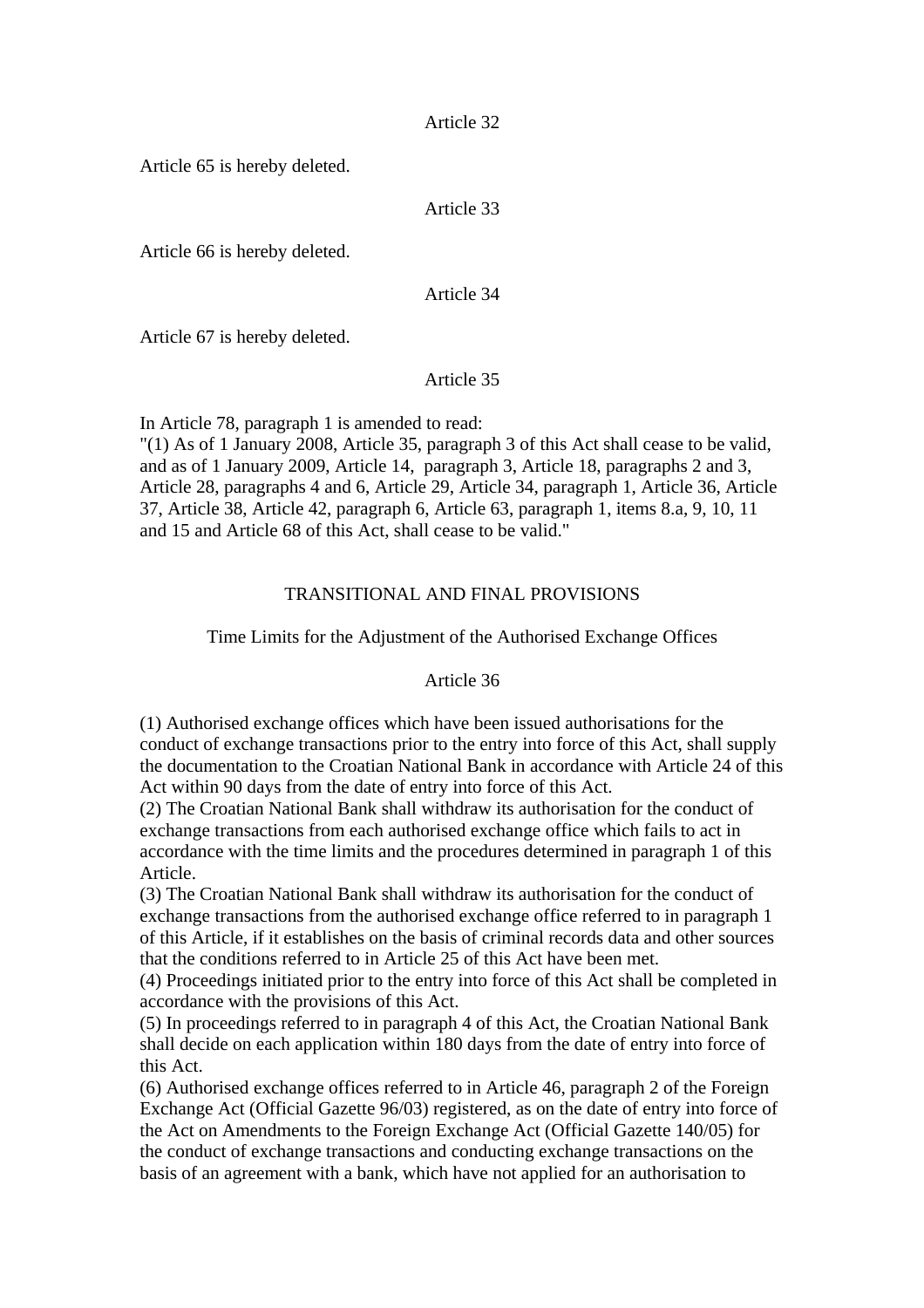Article 32

Article 65 is hereby deleted.

Article 33

Article 66 is hereby deleted.

Article 34

Article 67 is hereby deleted.

Article 35

In Article 78, paragraph 1 is amended to read:
"(1) As of 1 January 2008, Article 35, paragraph 3 of this Act shall cease to be valid, and as of 1 January 2009, Article 14, paragraph 3, Article 18, paragraphs 2 and 3, Article 28, paragraphs 4 and 6, Article 29, Article 34, paragraph 1, Article 36, Article 37, Article 38, Article 42, paragraph 6, Article 63, paragraph 1, items 8.a, 9, 10, 11 and 15 and Article 68 of this Act, shall cease to be valid."

## TRANSITIONAL AND FINAL PROVISIONS

### Time Limits for the Adjustment of the Authorised Exchange Offices

Article 36

(1) Authorised exchange offices which have been issued authorisations for the conduct of exchange transactions prior to the entry into force of this Act, shall supply the documentation to the Croatian National Bank in accordance with Article 24 of this Act within 90 days from the date of entry into force of this Act.
(2) The Croatian National Bank shall withdraw its authorisation for the conduct of exchange transactions from each authorised exchange office which fails to act in accordance with the time limits and the procedures determined in paragraph 1 of this Article.
(3) The Croatian National Bank shall withdraw its authorisation for the conduct of exchange transactions from the authorised exchange office referred to in paragraph 1 of this Article, if it establishes on the basis of criminal records data and other sources that the conditions referred to in Article 25 of this Act have been met.
(4) Proceedings initiated prior to the entry into force of this Act shall be completed in accordance with the provisions of this Act.
(5) In proceedings referred to in paragraph 4 of this Act, the Croatian National Bank shall decide on each application within 180 days from the date of entry into force of this Act.
(6) Authorised exchange offices referred to in Article 46, paragraph 2 of the Foreign Exchange Act (Official Gazette 96/03) registered, as on the date of entry into force of the Act on Amendments to the Foreign Exchange Act (Official Gazette 140/05) for the conduct of exchange transactions and conducting exchange transactions on the basis of an agreement with a bank, which have not applied for an authorisation to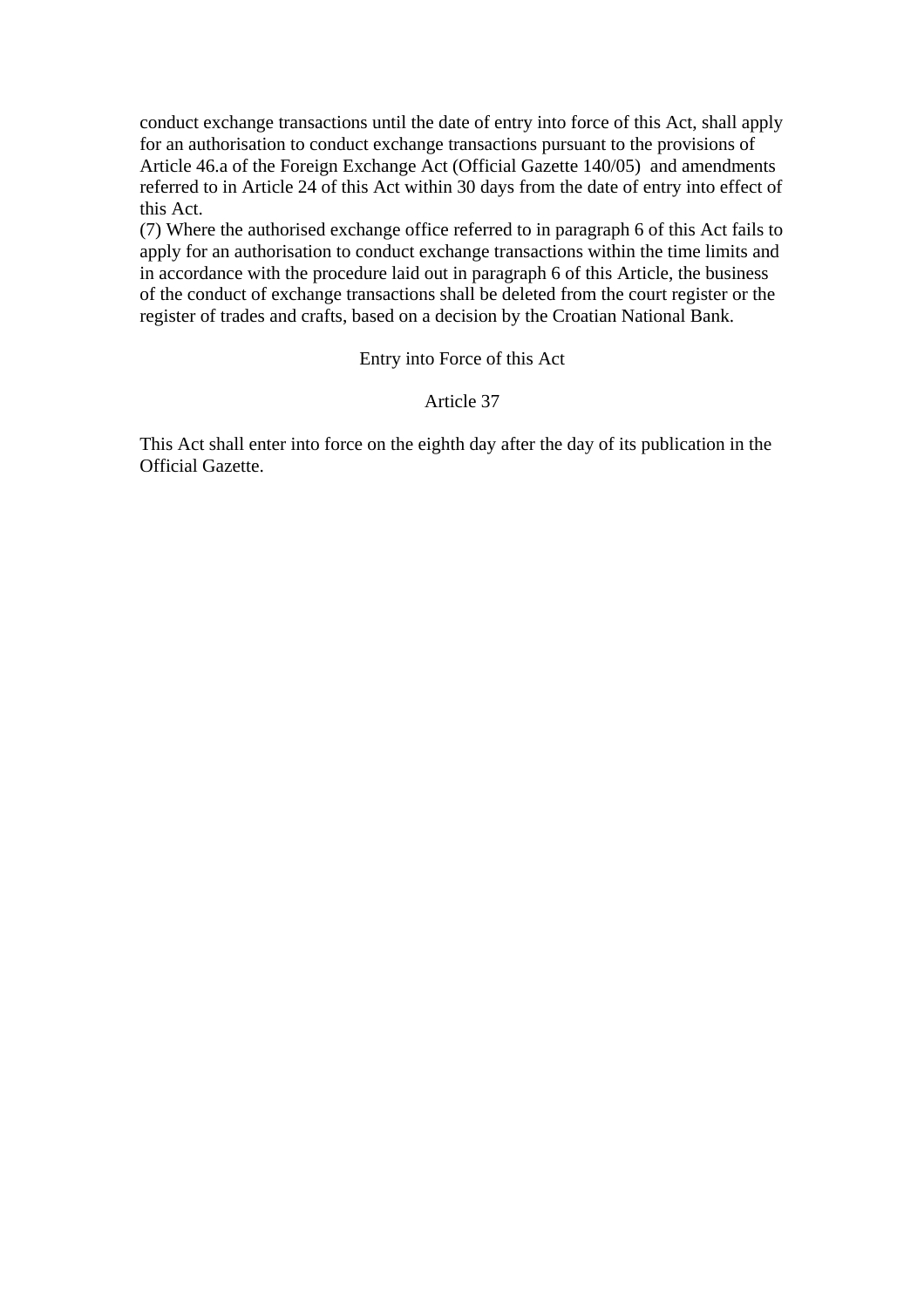conduct exchange transactions until the date of entry into force of this Act, shall apply for an authorisation to conduct exchange transactions pursuant to the provisions of Article 46.a of the Foreign Exchange Act (Official Gazette 140/05) and amendments referred to in Article 24 of this Act within 30 days from the date of entry into effect of this Act.

(7) Where the authorised exchange office referred to in paragraph 6 of this Act fails to apply for an authorisation to conduct exchange transactions within the time limits and in accordance with the procedure laid out in paragraph 6 of this Article, the business of the conduct of exchange transactions shall be deleted from the court register or the register of trades and crafts, based on a decision by the Croatian National Bank.

Entry into Force of this Act

Article 37

This Act shall enter into force on the eighth day after the day of its publication in the Official Gazette.